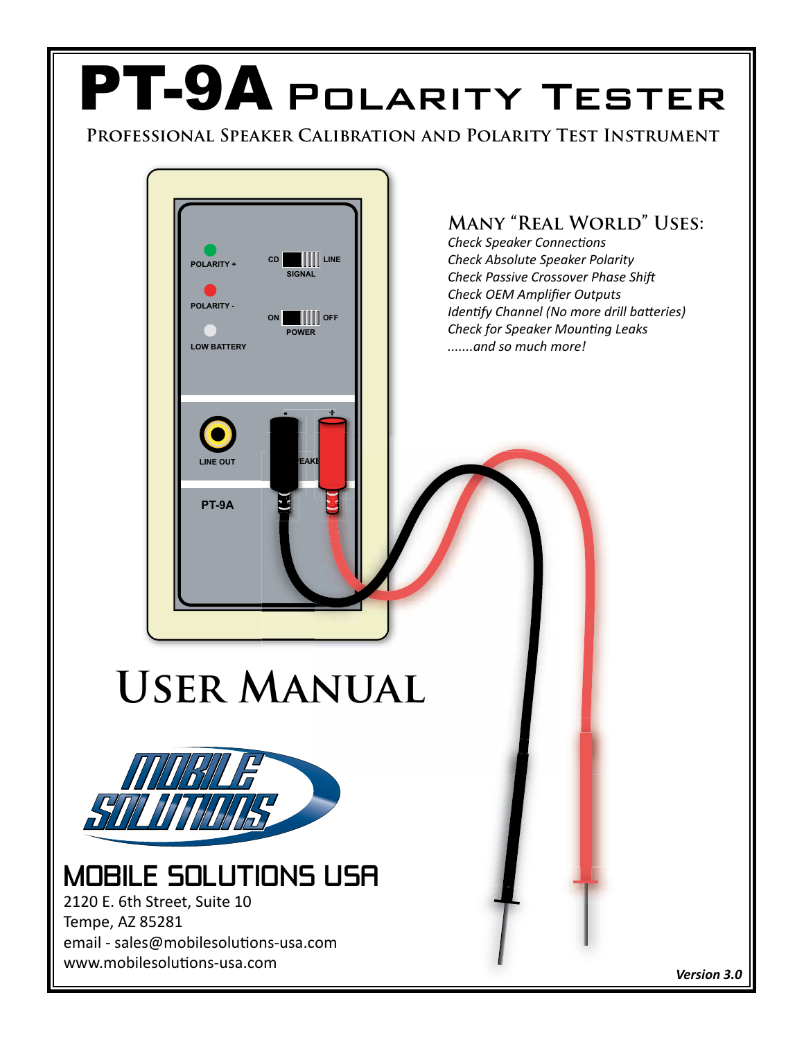# PT-9A Polarity Tester

**Professional Speaker Calibration and Polarity Test Instrument**

## Many "Real World" Uses:

*Check Speaker Connections*
*Check Absolute Speaker Polarity*
*Check Passive Crossover Phase Shift*
*Check OEM Amplifier Outputs*
*Identify Channel (No more drill batteries)*
*Check for Speaker Mounting Leaks*
*.......and so much more!*

# User Manual

## MOBILE SOLUTIONS USA

2120 E. 6th Street, Suite 10
Tempe, AZ 85281
email - sales@mobilesolutions-usa.com
www.mobilesolutions-usa.com

***Version 3.0***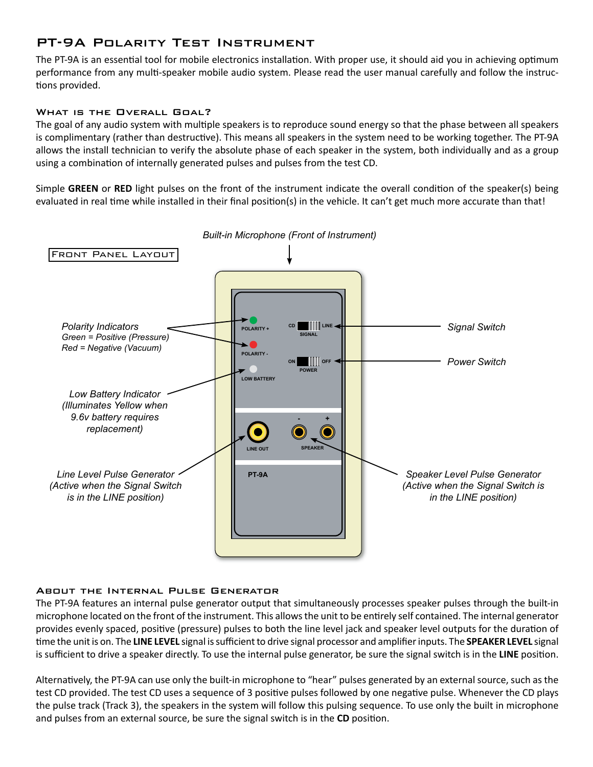# PT-9A Polarity Test Instrument

The PT-9A is an essential tool for mobile electronics installation. With proper use, it should aid you in achieving optimum performance from any multi-speaker mobile audio system. Please read the user manual carefully and follow the instructions provided.

## What is the Overall Goal?

The goal of any audio system with multiple speakers is to reproduce sound energy so that the phase between all speakers is complimentary (rather than destructive). This means all speakers in the system need to be working together. The PT-9A allows the install technician to verify the absolute phase of each speaker in the system, both individually and as a group using a combination of internally generated pulses and pulses from the test CD.

Simple **GREEN** or **RED** light pulses on the front of the instrument indicate the overall condition of the speaker(s) being evaluated in real time while installed in their final position(s) in the vehicle. It can't get much more accurate than that!

## Front Panel Layout

*Built-in Microphone (Front of Instrument)*

*Polarity Indicators*
*Green = Positive (Pressure)*
*Red = Negative (Vacuum)*

*Low Battery Indicator (Illuminates Yellow when 9.6v battery requires replacement)*

*Line Level Pulse Generator (Active when the Signal Switch is in the LINE position)*

*Signal Switch*

*Power Switch*

*Speaker Level Pulse Generator (Active when the Signal Switch is in the LINE position)*

POLARITY +
POLARITY -
LOW BATTERY
CD SIGNAL LINE
ON POWER OFF
LINE OUT
SPEAKER - +
PT-9A

## About the Internal Pulse Generator

The PT-9A features an internal pulse generator output that simultaneously processes speaker pulses through the built-in microphone located on the front of the instrument. This allows the unit to be entirely self contained. The internal generator provides evenly spaced, positive (pressure) pulses to both the line level jack and speaker level outputs for the duration of time the unit is on. The **LINE LEVEL** signal is sufficient to drive signal processor and amplifier inputs. The **SPEAKER LEVEL** signal is sufficient to drive a speaker directly. To use the internal pulse generator, be sure the signal switch is in the **LINE** position.

Alternatively, the PT-9A can use only the built-in microphone to "hear" pulses generated by an external source, such as the test CD provided. The test CD uses a sequence of 3 positive pulses followed by one negative pulse. Whenever the CD plays the pulse track (Track 3), the speakers in the system will follow this pulsing sequence. To use only the built in microphone and pulses from an external source, be sure the signal switch is in the **CD** position.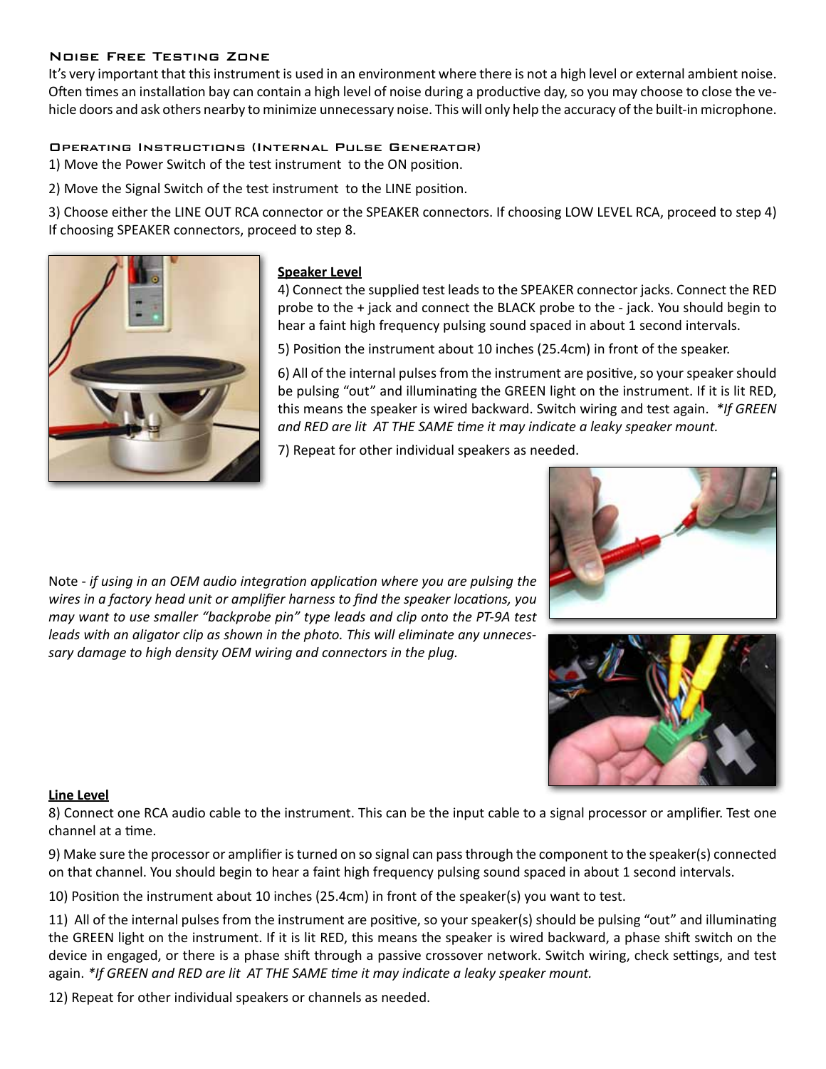## Noise Free Testing Zone

It's very important that this instrument is used in an environment where there is not a high level or external ambient noise. Often times an installation bay can contain a high level of noise during a productive day, so you may choose to close the vehicle doors and ask others nearby to minimize unnecessary noise. This will only help the accuracy of the built-in microphone.

## Operating Instructions (Internal Pulse Generator)

1) Move the Power Switch of the test instrument to the ON position.

2) Move the Signal Switch of the test instrument to the LINE position.

3) Choose either the LINE OUT RCA connector or the SPEAKER connectors. If choosing LOW LEVEL RCA, proceed to step 4) If choosing SPEAKER connectors, proceed to step 8.

### Speaker Level

4) Connect the supplied test leads to the SPEAKER connector jacks. Connect the RED probe to the + jack and connect the BLACK probe to the - jack. You should begin to hear a faint high frequency pulsing sound spaced in about 1 second intervals.

5) Position the instrument about 10 inches (25.4cm) in front of the speaker.

6) All of the internal pulses from the instrument are positive, so your speaker should be pulsing "out" and illuminating the GREEN light on the instrument. If it is lit RED, this means the speaker is wired backward. Switch wiring and test again. *\*If GREEN and RED are lit AT THE SAME time it may indicate a leaky speaker mount.*

7) Repeat for other individual speakers as needed.

Note - *if using in an OEM audio integration application where you are pulsing the wires in a factory head unit or amplifier harness to find the speaker locations, you may want to use smaller "backprobe pin" type leads and clip onto the PT-9A test leads with an aligator clip as shown in the photo. This will eliminate any unnecessary damage to high density OEM wiring and connectors in the plug.*

### Line Level

8) Connect one RCA audio cable to the instrument. This can be the input cable to a signal processor or amplifier. Test one channel at a time.

9) Make sure the processor or amplifier is turned on so signal can pass through the component to the speaker(s) connected on that channel. You should begin to hear a faint high frequency pulsing sound spaced in about 1 second intervals.

10) Position the instrument about 10 inches (25.4cm) in front of the speaker(s) you want to test.

11) All of the internal pulses from the instrument are positive, so your speaker(s) should be pulsing "out" and illuminating the GREEN light on the instrument. If it is lit RED, this means the speaker is wired backward, a phase shift switch on the device in engaged, or there is a phase shift through a passive crossover network. Switch wiring, check settings, and test again. *\*If GREEN and RED are lit AT THE SAME time it may indicate a leaky speaker mount.*

12) Repeat for other individual speakers or channels as needed.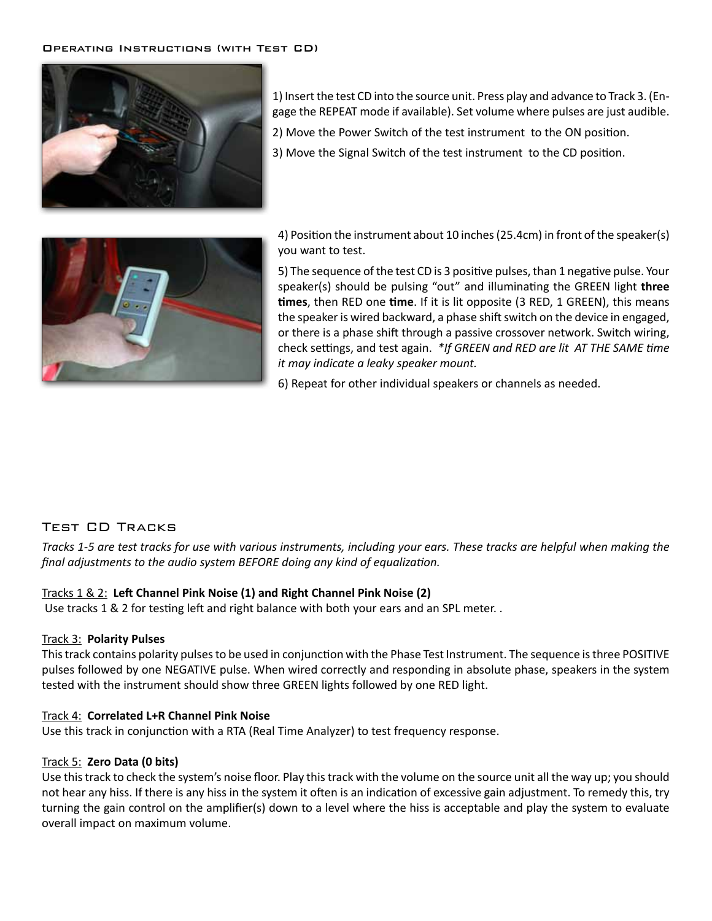## Operating Instructions (with Test CD)

1) Insert the test CD into the source unit. Press play and advance to Track 3. (Engage the REPEAT mode if available). Set volume where pulses are just audible.

2) Move the Power Switch of the test instrument to the ON position.

3) Move the Signal Switch of the test instrument to the CD position.

4) Position the instrument about 10 inches (25.4cm) in front of the speaker(s) you want to test.

5) The sequence of the test CD is 3 positive pulses, than 1 negative pulse. Your speaker(s) should be pulsing "out" and illuminating the GREEN light **three times**, then RED one **time**. If it is lit opposite (3 RED, 1 GREEN), this means the speaker is wired backward, a phase shift switch on the device in engaged, or there is a phase shift through a passive crossover network. Switch wiring, check settings, and test again. *\*If GREEN and RED are lit AT THE SAME time it may indicate a leaky speaker mount.*

6) Repeat for other individual speakers or channels as needed.

## Test CD Tracks

*Tracks 1-5 are test tracks for use with various instruments, including your ears. These tracks are helpful when making the final adjustments to the audio system BEFORE doing any kind of equalization.*

Tracks 1 & 2: **Left Channel Pink Noise (1) and Right Channel Pink Noise (2)**
Use tracks 1 & 2 for testing left and right balance with both your ears and an SPL meter. .

Track 3: **Polarity Pulses**
This track contains polarity pulses to be used in conjunction with the Phase Test Instrument. The sequence is three POSITIVE pulses followed by one NEGATIVE pulse. When wired correctly and responding in absolute phase, speakers in the system tested with the instrument should show three GREEN lights followed by one RED light.

Track 4: **Correlated L+R Channel Pink Noise**
Use this track in conjunction with a RTA (Real Time Analyzer) to test frequency response.

Track 5: **Zero Data (0 bits)**
Use this track to check the system's noise floor. Play this track with the volume on the source unit all the way up; you should not hear any hiss. If there is any hiss in the system it often is an indication of excessive gain adjustment. To remedy this, try turning the gain control on the amplifier(s) down to a level where the hiss is acceptable and play the system to evaluate overall impact on maximum volume.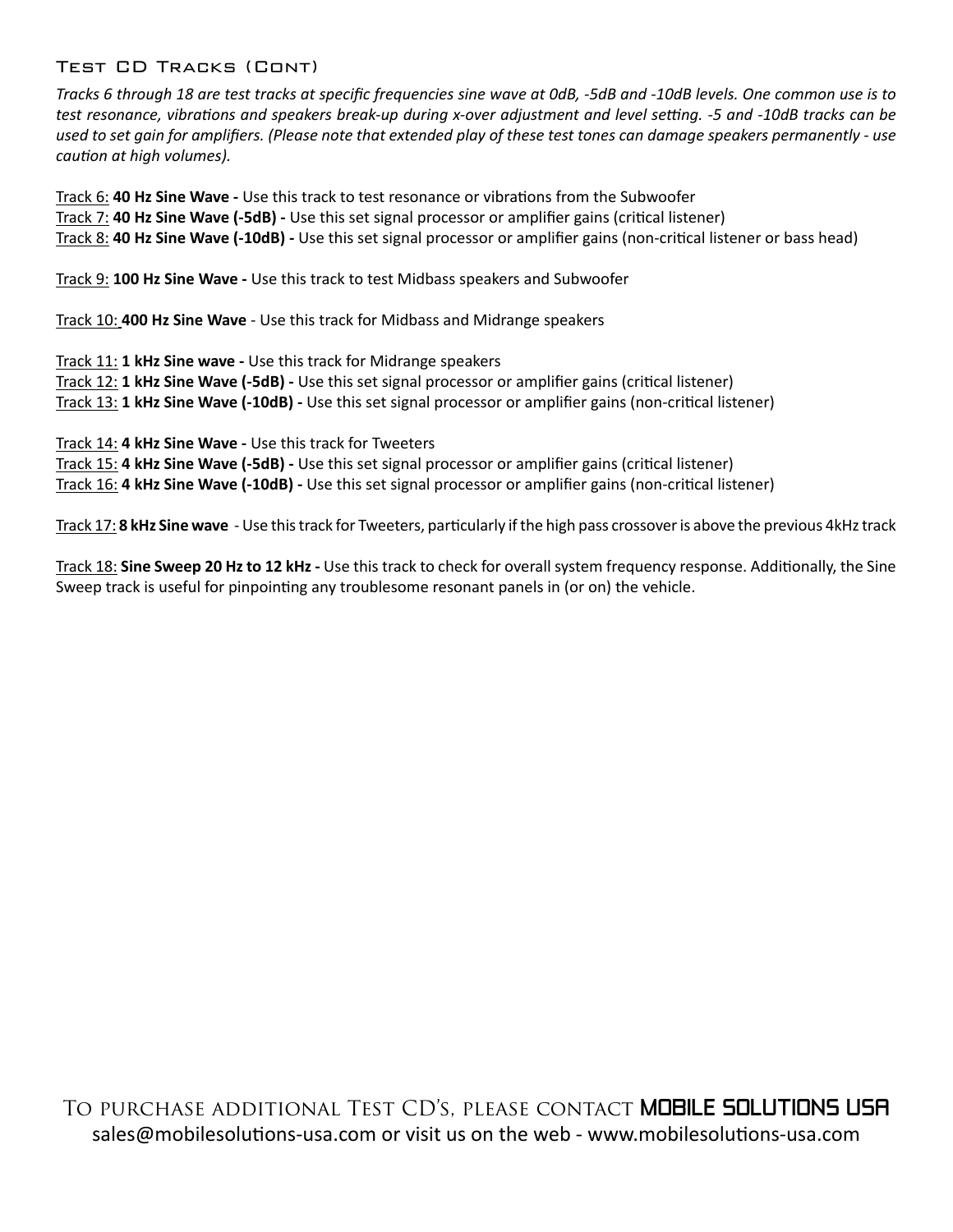## Test CD Tracks (Cont)

*Tracks 6 through 18 are test tracks at specific frequencies sine wave at 0dB, -5dB and -10dB levels. One common use is to test resonance, vibrations and speakers break-up during x-over adjustment and level setting. -5 and -10dB tracks can be used to set gain for amplifiers. (Please note that extended play of these test tones can damage speakers permanently - use caution at high volumes).*

Track 6: **40 Hz Sine Wave -** Use this track to test resonance or vibrations from the Subwoofer
Track 7: **40 Hz Sine Wave (-5dB) -** Use this set signal processor or amplifier gains (critical listener)
Track 8: **40 Hz Sine Wave (-10dB) -** Use this set signal processor or amplifier gains (non-critical listener or bass head)

Track 9: **100 Hz Sine Wave -** Use this track to test Midbass speakers and Subwoofer

Track 10: **400 Hz Sine Wave** - Use this track for Midbass and Midrange speakers

Track 11: **1 kHz Sine wave -** Use this track for Midrange speakers
Track 12: **1 kHz Sine Wave (-5dB) -** Use this set signal processor or amplifier gains (critical listener)
Track 13: **1 kHz Sine Wave (-10dB) -** Use this set signal processor or amplifier gains (non-critical listener)

Track 14: **4 kHz Sine Wave -** Use this track for Tweeters
Track 15: **4 kHz Sine Wave (-5dB) -** Use this set signal processor or amplifier gains (critical listener)
Track 16: **4 kHz Sine Wave (-10dB) -** Use this set signal processor or amplifier gains (non-critical listener)

Track 17: **8 kHz Sine wave** - Use this track for Tweeters, particularly if the high pass crossover is above the previous 4kHz track

Track 18: **Sine Sweep 20 Hz to 12 kHz -** Use this track to check for overall system frequency response. Additionally, the Sine Sweep track is useful for pinpointing any troublesome resonant panels in (or on) the vehicle.

To purchase additional Test CD's, please contact **MOBILE SOLUTIONS USA**
sales@mobilesolutions-usa.com or visit us on the web - www.mobilesolutions-usa.com